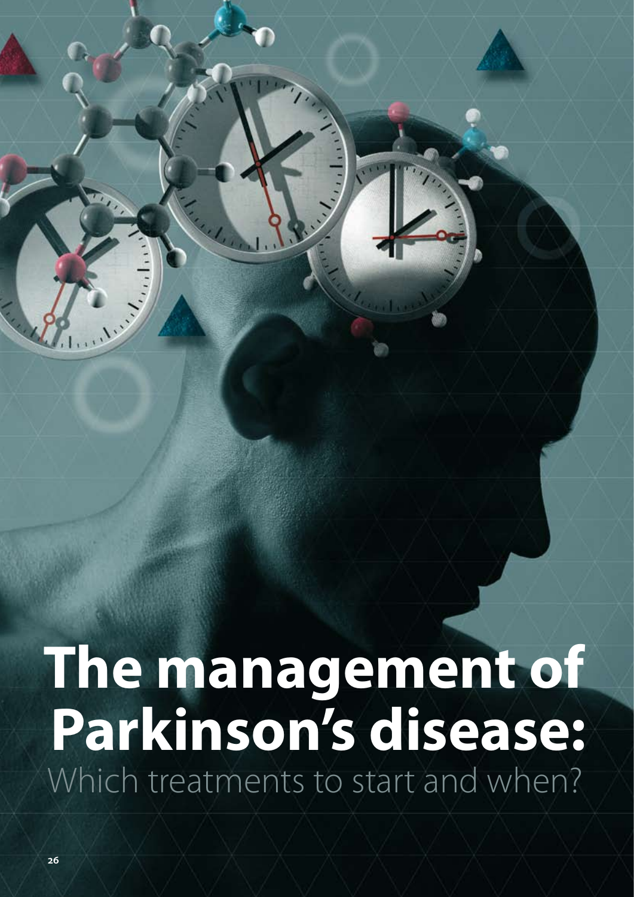# The management of Parkinson's disease:

## Which treatments to start and when?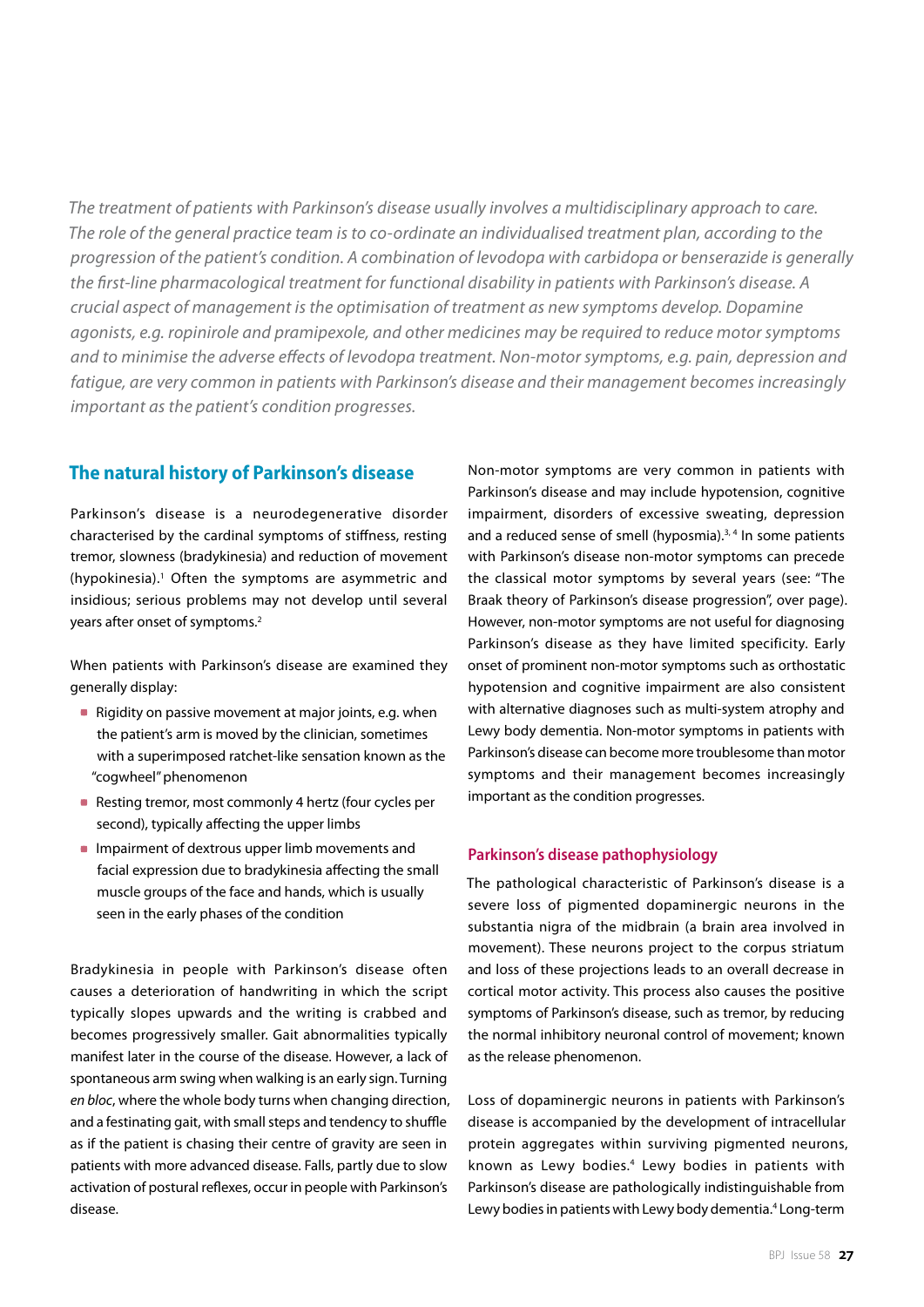*The treatment of patients with Parkinson's disease usually involves a multidisciplinary approach to care. The role of the general practice team is to co-ordinate an individualised treatment plan, according to the progression of the patient's condition. A combination of levodopa with carbidopa or benserazide is generally the first-line pharmacological treatment for functional disability in patients with Parkinson's disease. A crucial aspect of management is the optimisation of treatment as new symptoms develop. Dopamine agonists, e.g. ropinirole and pramipexole, and other medicines may be required to reduce motor symptoms and to minimise the adverse effects of levodopa treatment. Non-motor symptoms, e.g. pain, depression and fatigue, are very common in patients with Parkinson's disease and their management becomes increasingly important as the patient's condition progresses.*

## The natural history of Parkinson's disease

Parkinson's disease is a neurodegenerative disorder characterised by the cardinal symptoms of stiffness, resting tremor, slowness (bradykinesia) and reduction of movement (hypokinesia).[1] Often the symptoms are asymmetric and insidious; serious problems may not develop until several years after onset of symptoms.[2]

When patients with Parkinson's disease are examined they generally display:

- Rigidity on passive movement at major joints, e.g. when the patient's arm is moved by the clinician, sometimes with a superimposed ratchet-like sensation known as the "cogwheel" phenomenon
- Resting tremor, most commonly 4 hertz (four cycles per second), typically affecting the upper limbs
- Impairment of dextrous upper limb movements and facial expression due to bradykinesia affecting the small muscle groups of the face and hands, which is usually seen in the early phases of the condition

Bradykinesia in people with Parkinson's disease often causes a deterioration of handwriting in which the script typically slopes upwards and the writing is crabbed and becomes progressively smaller. Gait abnormalities typically manifest later in the course of the disease. However, a lack of spontaneous arm swing when walking is an early sign. Turning *en bloc*, where the whole body turns when changing direction, and a festinating gait, with small steps and tendency to shuffle as if the patient is chasing their centre of gravity are seen in patients with more advanced disease. Falls, partly due to slow activation of postural reflexes, occur in people with Parkinson's disease.

Non-motor symptoms are very common in patients with Parkinson's disease and may include hypotension, cognitive impairment, disorders of excessive sweating, depression and a reduced sense of smell (hyposmia).[3,4] In some patients with Parkinson's disease non-motor symptoms can precede the classical motor symptoms by several years (see: "The Braak theory of Parkinson's disease progression", over page). However, non-motor symptoms are not useful for diagnosing Parkinson's disease as they have limited specificity. Early onset of prominent non-motor symptoms such as orthostatic hypotension and cognitive impairment are also consistent with alternative diagnoses such as multi-system atrophy and Lewy body dementia. Non-motor symptoms in patients with Parkinson's disease can become more troublesome than motor symptoms and their management becomes increasingly important as the condition progresses.

### Parkinson's disease pathophysiology

The pathological characteristic of Parkinson's disease is a severe loss of pigmented dopaminergic neurons in the substantia nigra of the midbrain (a brain area involved in movement). These neurons project to the corpus striatum and loss of these projections leads to an overall decrease in cortical motor activity. This process also causes the positive symptoms of Parkinson's disease, such as tremor, by reducing the normal inhibitory neuronal control of movement; known as the release phenomenon.

Loss of dopaminergic neurons in patients with Parkinson's disease is accompanied by the development of intracellular protein aggregates within surviving pigmented neurons, known as Lewy bodies.[4] Lewy bodies in patients with Parkinson's disease are pathologically indistinguishable from Lewy bodies in patients with Lewy body dementia.[4] Long-term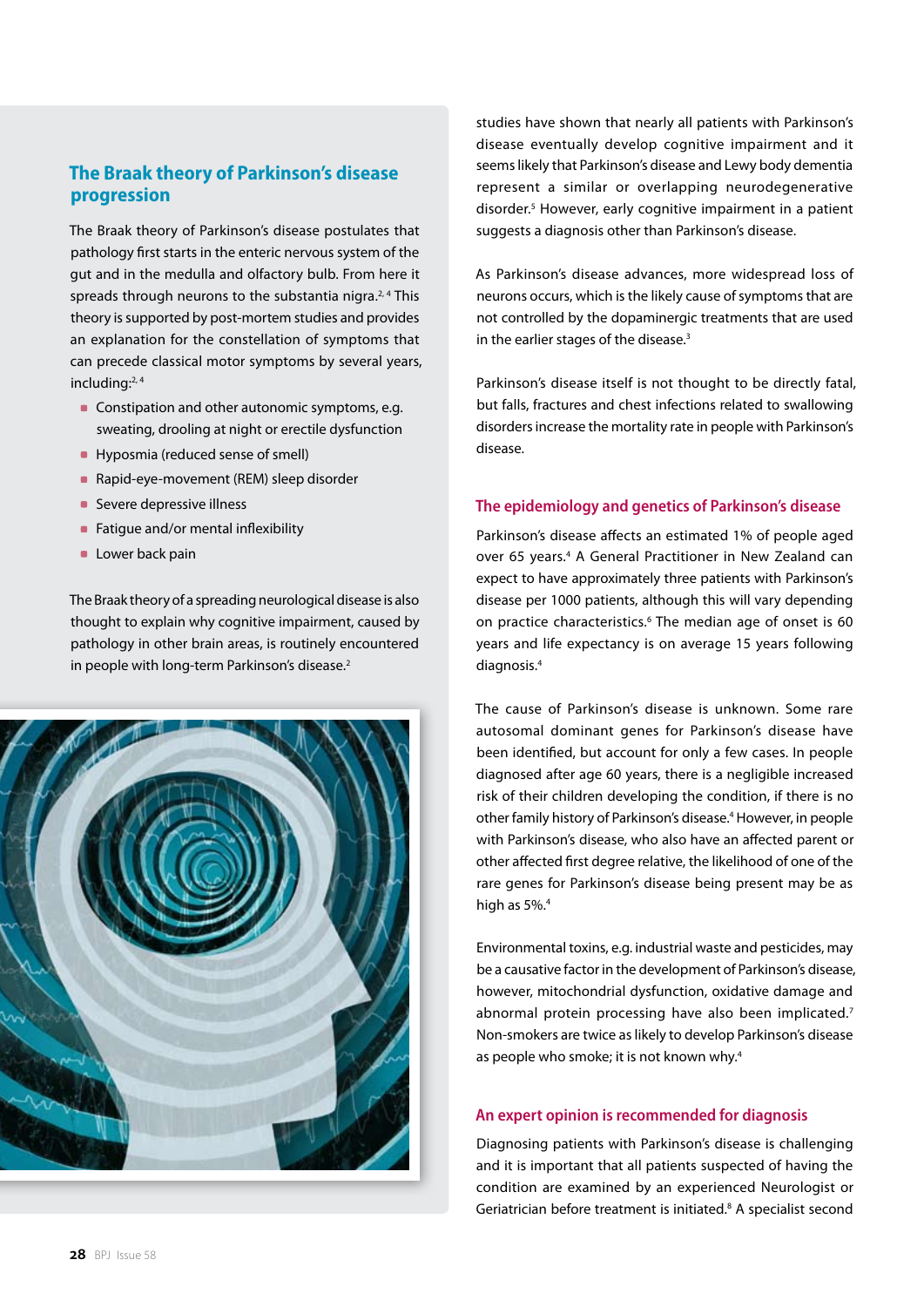## The Braak theory of Parkinson's disease progression

The Braak theory of Parkinson's disease postulates that pathology first starts in the enteric nervous system of the gut and in the medulla and olfactory bulb. From here it spreads through neurons to the substantia nigra.[2, 4] This theory is supported by post-mortem studies and provides an explanation for the constellation of symptoms that can precede classical motor symptoms by several years, including:[2, 4]

- Constipation and other autonomic symptoms, e.g. sweating, drooling at night or erectile dysfunction
- Hyposmia (reduced sense of smell)
- Rapid-eye-movement (REM) sleep disorder
- Severe depressive illness
- Fatigue and/or mental inflexibility
- Lower back pain

The Braak theory of a spreading neurological disease is also thought to explain why cognitive impairment, caused by pathology in other brain areas, is routinely encountered in people with long-term Parkinson's disease.[2]

studies have shown that nearly all patients with Parkinson's disease eventually develop cognitive impairment and it seems likely that Parkinson's disease and Lewy body dementia represent a similar or overlapping neurodegenerative disorder.[5] However, early cognitive impairment in a patient suggests a diagnosis other than Parkinson's disease.

As Parkinson's disease advances, more widespread loss of neurons occurs, which is the likely cause of symptoms that are not controlled by the dopaminergic treatments that are used in the earlier stages of the disease.[3]

Parkinson's disease itself is not thought to be directly fatal, but falls, fractures and chest infections related to swallowing disorders increase the mortality rate in people with Parkinson's disease.

### The epidemiology and genetics of Parkinson's disease

Parkinson's disease affects an estimated 1% of people aged over 65 years.[4] A General Practitioner in New Zealand can expect to have approximately three patients with Parkinson's disease per 1000 patients, although this will vary depending on practice characteristics.[6] The median age of onset is 60 years and life expectancy is on average 15 years following diagnosis.[4]

The cause of Parkinson's disease is unknown. Some rare autosomal dominant genes for Parkinson's disease have been identified, but account for only a few cases. In people diagnosed after age 60 years, there is a negligible increased risk of their children developing the condition, if there is no other family history of Parkinson's disease.[4] However, in people with Parkinson's disease, who also have an affected parent or other affected first degree relative, the likelihood of one of the rare genes for Parkinson's disease being present may be as high as 5%.[4]

Environmental toxins, e.g. industrial waste and pesticides, may be a causative factor in the development of Parkinson's disease, however, mitochondrial dysfunction, oxidative damage and abnormal protein processing have also been implicated.[7] Non-smokers are twice as likely to develop Parkinson's disease as people who smoke; it is not known why.[4]

### An expert opinion is recommended for diagnosis

Diagnosing patients with Parkinson's disease is challenging and it is important that all patients suspected of having the condition are examined by an experienced Neurologist or Geriatrician before treatment is initiated.[8] A specialist second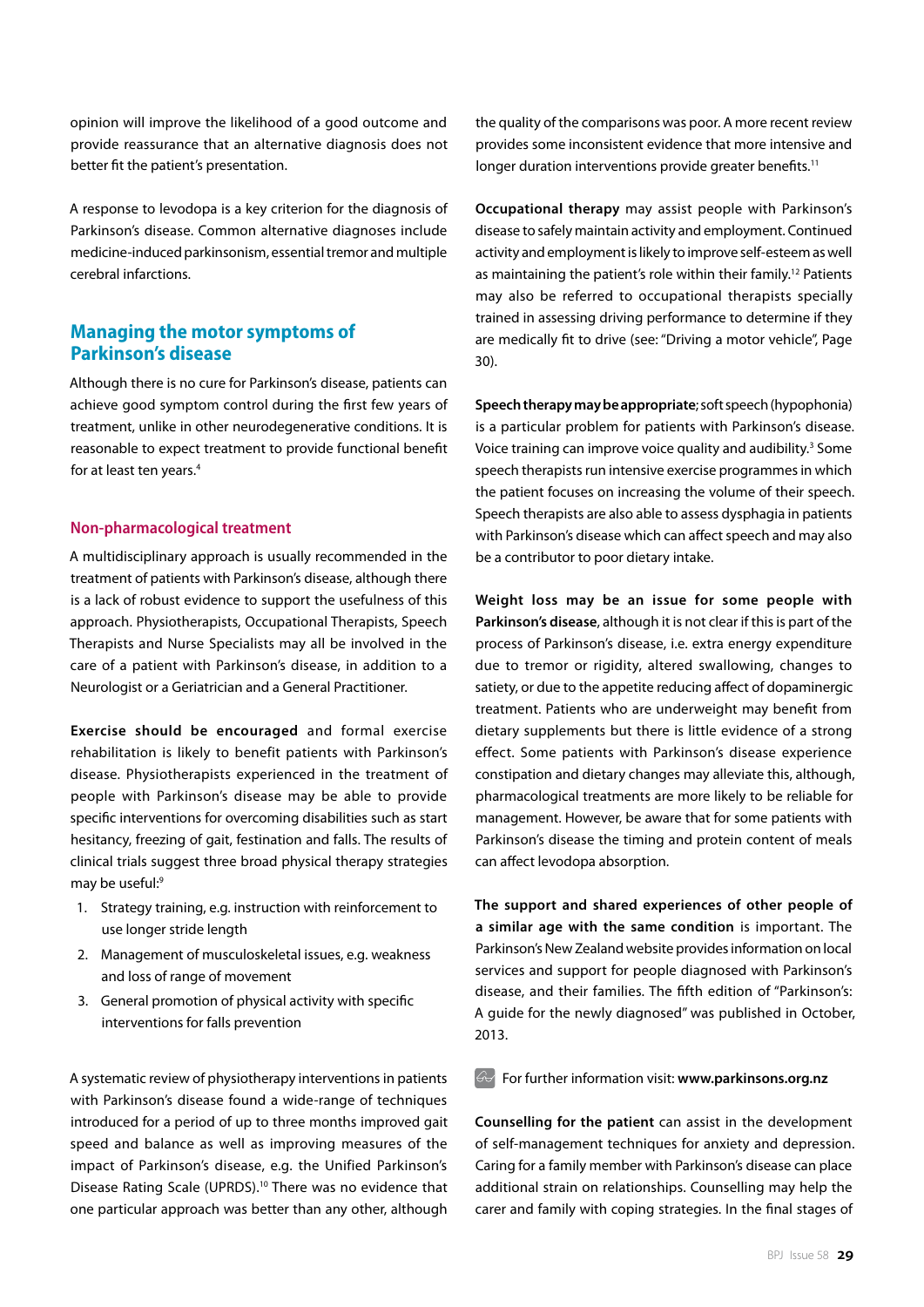opinion will improve the likelihood of a good outcome and provide reassurance that an alternative diagnosis does not better fit the patient's presentation.

A response to levodopa is a key criterion for the diagnosis of Parkinson's disease. Common alternative diagnoses include medicine-induced parkinsonism, essential tremor and multiple cerebral infarctions.

## Managing the motor symptoms of Parkinson's disease

Although there is no cure for Parkinson's disease, patients can achieve good symptom control during the first few years of treatment, unlike in other neurodegenerative conditions. It is reasonable to expect treatment to provide functional benefit for at least ten years.[4]

### Non-pharmacological treatment

A multidisciplinary approach is usually recommended in the treatment of patients with Parkinson's disease, although there is a lack of robust evidence to support the usefulness of this approach. Physiotherapists, Occupational Therapists, Speech Therapists and Nurse Specialists may all be involved in the care of a patient with Parkinson's disease, in addition to a Neurologist or a Geriatrician and a General Practitioner.

**Exercise should be encouraged** and formal exercise rehabilitation is likely to benefit patients with Parkinson's disease. Physiotherapists experienced in the treatment of people with Parkinson's disease may be able to provide specific interventions for overcoming disabilities such as start hesitancy, freezing of gait, festination and falls. The results of clinical trials suggest three broad physical therapy strategies may be useful:[9]

1. Strategy training, e.g. instruction with reinforcement to use longer stride length
2. Management of musculoskeletal issues, e.g. weakness and loss of range of movement
3. General promotion of physical activity with specific interventions for falls prevention

A systematic review of physiotherapy interventions in patients with Parkinson's disease found a wide-range of techniques introduced for a period of up to three months improved gait speed and balance as well as improving measures of the impact of Parkinson's disease, e.g. the Unified Parkinson's Disease Rating Scale (UPRDS).[10] There was no evidence that one particular approach was better than any other, although the quality of the comparisons was poor. A more recent review provides some inconsistent evidence that more intensive and longer duration interventions provide greater benefits.[11]

**Occupational therapy** may assist people with Parkinson's disease to safely maintain activity and employment. Continued activity and employment is likely to improve self-esteem as well as maintaining the patient's role within their family.[12] Patients may also be referred to occupational therapists specially trained in assessing driving performance to determine if they are medically fit to drive (see: "Driving a motor vehicle", Page 30).

**Speech therapy may be appropriate**; soft speech (hypophonia) is a particular problem for patients with Parkinson's disease. Voice training can improve voice quality and audibility.[3] Some speech therapists run intensive exercise programmes in which the patient focuses on increasing the volume of their speech. Speech therapists are also able to assess dysphagia in patients with Parkinson's disease which can affect speech and may also be a contributor to poor dietary intake.

**Weight loss may be an issue for some people with Parkinson's disease**, although it is not clear if this is part of the process of Parkinson's disease, i.e. extra energy expenditure due to tremor or rigidity, altered swallowing, changes to satiety, or due to the appetite reducing affect of dopaminergic treatment. Patients who are underweight may benefit from dietary supplements but there is little evidence of a strong effect. Some patients with Parkinson's disease experience constipation and dietary changes may alleviate this, although, pharmacological treatments are more likely to be reliable for management. However, be aware that for some patients with Parkinson's disease the timing and protein content of meals can affect levodopa absorption.

**The support and shared experiences of other people of a similar age with the same condition** is important. The Parkinson's New Zealand website provides information on local services and support for people diagnosed with Parkinson's disease, and their families. The fifth edition of "Parkinson's: A guide for the newly diagnosed" was published in October, 2013.

For further information visit: **www.parkinsons.org.nz**

**Counselling for the patient** can assist in the development of self-management techniques for anxiety and depression. Caring for a family member with Parkinson's disease can place additional strain on relationships. Counselling may help the carer and family with coping strategies. In the final stages of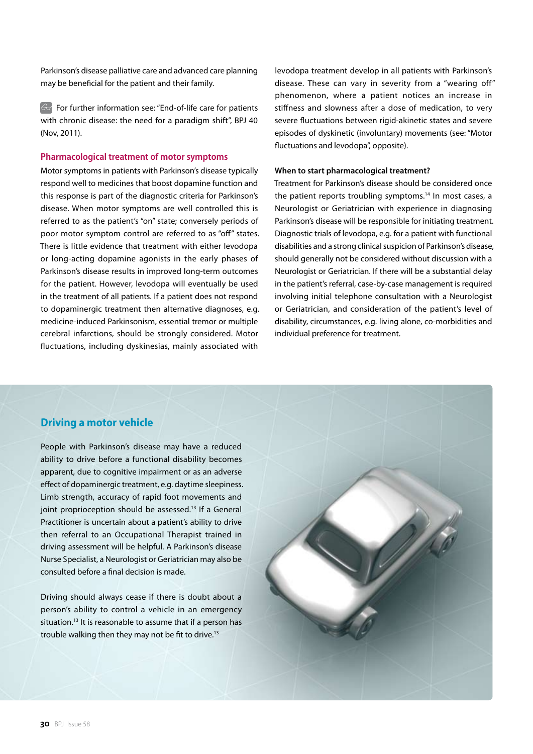Parkinson's disease palliative care and advanced care planning may be beneficial for the patient and their family.

For further information see: "End-of-life care for patients with chronic disease: the need for a paradigm shift", BPJ 40 (Nov, 2011).

## Pharmacological treatment of motor symptoms

Motor symptoms in patients with Parkinson's disease typically respond well to medicines that boost dopamine function and this response is part of the diagnostic criteria for Parkinson's disease. When motor symptoms are well controlled this is referred to as the patient's "on" state; conversely periods of poor motor symptom control are referred to as "off" states. There is little evidence that treatment with either levodopa or long-acting dopamine agonists in the early phases of Parkinson's disease results in improved long-term outcomes for the patient. However, levodopa will eventually be used in the treatment of all patients. If a patient does not respond to dopaminergic treatment then alternative diagnoses, e.g. medicine-induced Parkinsonism, essential tremor or multiple cerebral infarctions, should be strongly considered. Motor fluctuations, including dyskinesias, mainly associated with levodopa treatment develop in all patients with Parkinson's disease. These can vary in severity from a "wearing off" phenomenon, where a patient notices an increase in stiffness and slowness after a dose of medication, to very severe fluctuations between rigid-akinetic states and severe episodes of dyskinetic (involuntary) movements (see: "Motor fluctuations and levodopa", opposite).

### When to start pharmacological treatment?

Treatment for Parkinson's disease should be considered once the patient reports troubling symptoms.[14] In most cases, a Neurologist or Geriatrician with experience in diagnosing Parkinson's disease will be responsible for initiating treatment. Diagnostic trials of levodopa, e.g. for a patient with functional disabilities and a strong clinical suspicion of Parkinson's disease, should generally not be considered without discussion with a Neurologist or Geriatrician. If there will be a substantial delay in the patient's referral, case-by-case management is required involving initial telephone consultation with a Neurologist or Geriatrician, and consideration of the patient's level of disability, circumstances, e.g. living alone, co-morbidities and individual preference for treatment.

## Driving a motor vehicle

People with Parkinson's disease may have a reduced ability to drive before a functional disability becomes apparent, due to cognitive impairment or as an adverse effect of dopaminergic treatment, e.g. daytime sleepiness. Limb strength, accuracy of rapid foot movements and joint proprioception should be assessed.[13] If a General Practitioner is uncertain about a patient's ability to drive then referral to an Occupational Therapist trained in driving assessment will be helpful. A Parkinson's disease Nurse Specialist, a Neurologist or Geriatrician may also be consulted before a final decision is made.

Driving should always cease if there is doubt about a person's ability to control a vehicle in an emergency situation.[13] It is reasonable to assume that if a person has trouble walking then they may not be fit to drive.[13]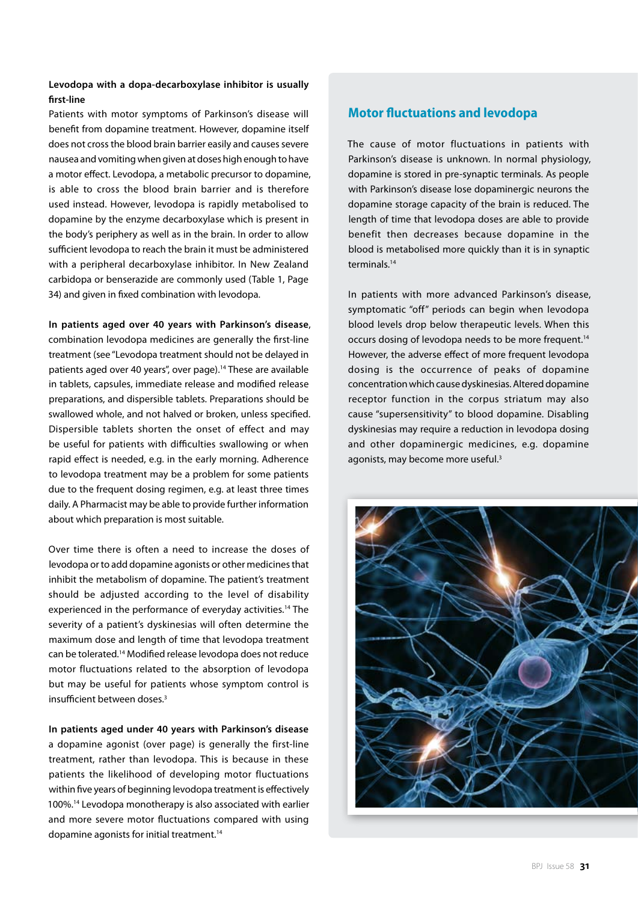**Levodopa with a dopa-decarboxylase inhibitor is usually first-line**

Patients with motor symptoms of Parkinson's disease will benefit from dopamine treatment. However, dopamine itself does not cross the blood brain barrier easily and causes severe nausea and vomiting when given at doses high enough to have a motor effect. Levodopa, a metabolic precursor to dopamine, is able to cross the blood brain barrier and is therefore used instead. However, levodopa is rapidly metabolised to dopamine by the enzyme decarboxylase which is present in the body's periphery as well as in the brain. In order to allow sufficient levodopa to reach the brain it must be administered with a peripheral decarboxylase inhibitor. In New Zealand carbidopa or benserazide are commonly used (Table 1, Page 34) and given in fixed combination with levodopa.

**In patients aged over 40 years with Parkinson's disease**, combination levodopa medicines are generally the first-line treatment (see "Levodopa treatment should not be delayed in patients aged over 40 years", over page).[14] These are available in tablets, capsules, immediate release and modified release preparations, and dispersible tablets. Preparations should be swallowed whole, and not halved or broken, unless specified. Dispersible tablets shorten the onset of effect and may be useful for patients with difficulties swallowing or when rapid effect is needed, e.g. in the early morning. Adherence to levodopa treatment may be a problem for some patients due to the frequent dosing regimen, e.g. at least three times daily. A Pharmacist may be able to provide further information about which preparation is most suitable.

Over time there is often a need to increase the doses of levodopa or to add dopamine agonists or other medicines that inhibit the metabolism of dopamine. The patient's treatment should be adjusted according to the level of disability experienced in the performance of everyday activities.[14] The severity of a patient's dyskinesias will often determine the maximum dose and length of time that levodopa treatment can be tolerated.[14] Modified release levodopa does not reduce motor fluctuations related to the absorption of levodopa but may be useful for patients whose symptom control is insufficient between doses.[3]

**In patients aged under 40 years with Parkinson's disease** a dopamine agonist (over page) is generally the first-line treatment, rather than levodopa. This is because in these patients the likelihood of developing motor fluctuations within five years of beginning levodopa treatment is effectively 100%.[14] Levodopa monotherapy is also associated with earlier and more severe motor fluctuations compared with using dopamine agonists for initial treatment.[14]

## Motor fluctuations and levodopa

The cause of motor fluctuations in patients with Parkinson's disease is unknown. In normal physiology, dopamine is stored in pre-synaptic terminals. As people with Parkinson's disease lose dopaminergic neurons the dopamine storage capacity of the brain is reduced. The length of time that levodopa doses are able to provide benefit then decreases because dopamine in the blood is metabolised more quickly than it is in synaptic terminals.[14]

In patients with more advanced Parkinson's disease, symptomatic "off" periods can begin when levodopa blood levels drop below therapeutic levels. When this occurs dosing of levodopa needs to be more frequent.[14] However, the adverse effect of more frequent levodopa dosing is the occurrence of peaks of dopamine concentration which cause dyskinesias. Altered dopamine receptor function in the corpus striatum may also cause "supersensitivity" to blood dopamine. Disabling dyskinesias may require a reduction in levodopa dosing and other dopaminergic medicines, e.g. dopamine agonists, may become more useful.[3]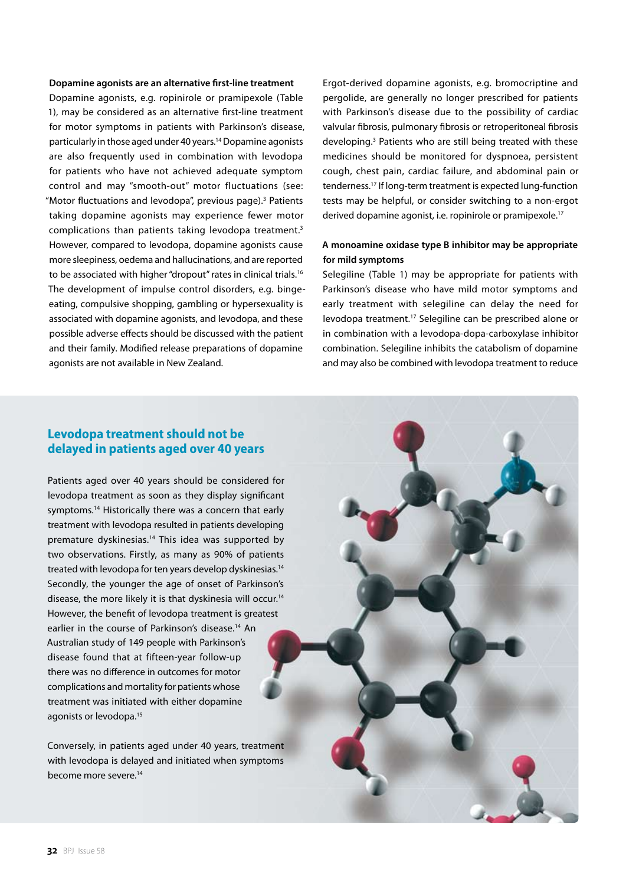**Dopamine agonists are an alternative first-line treatment**

Dopamine agonists, e.g. ropinirole or pramipexole (Table 1), may be considered as an alternative first-line treatment for motor symptoms in patients with Parkinson's disease, particularly in those aged under 40 years.[14] Dopamine agonists are also frequently used in combination with levodopa for patients who have not achieved adequate symptom control and may "smooth-out" motor fluctuations (see: "Motor fluctuations and levodopa", previous page).[3] Patients taking dopamine agonists may experience fewer motor complications than patients taking levodopa treatment.[3] However, compared to levodopa, dopamine agonists cause more sleepiness, oedema and hallucinations, and are reported to be associated with higher "dropout" rates in clinical trials.[16] The development of impulse control disorders, e.g. binge-eating, compulsive shopping, gambling or hypersexuality is associated with dopamine agonists, and levodopa, and these possible adverse effects should be discussed with the patient and their family. Modified release preparations of dopamine agonists are not available in New Zealand.

Ergot-derived dopamine agonists, e.g. bromocriptine and pergolide, are generally no longer prescribed for patients with Parkinson's disease due to the possibility of cardiac valvular fibrosis, pulmonary fibrosis or retroperitoneal fibrosis developing.[3] Patients who are still being treated with these medicines should be monitored for dyspnoea, persistent cough, chest pain, cardiac failure, and abdominal pain or tenderness.[17] If long-term treatment is expected lung-function tests may be helpful, or consider switching to a non-ergot derived dopamine agonist, i.e. ropinirole or pramipexole.[17]

**A monoamine oxidase type B inhibitor may be appropriate for mild symptoms**

Selegiline (Table 1) may be appropriate for patients with Parkinson's disease who have mild motor symptoms and early treatment with selegiline can delay the need for levodopa treatment.[17] Selegiline can be prescribed alone or in combination with a levodopa-dopa-carboxylase inhibitor combination. Selegiline inhibits the catabolism of dopamine and may also be combined with levodopa treatment to reduce

## Levodopa treatment should not be delayed in patients aged over 40 years

Patients aged over 40 years should be considered for levodopa treatment as soon as they display significant symptoms.[14] Historically there was a concern that early treatment with levodopa resulted in patients developing premature dyskinesias.[14] This idea was supported by two observations. Firstly, as many as 90% of patients treated with levodopa for ten years develop dyskinesias.[14] Secondly, the younger the age of onset of Parkinson's disease, the more likely it is that dyskinesia will occur.[14] However, the benefit of levodopa treatment is greatest earlier in the course of Parkinson's disease.[14] An Australian study of 149 people with Parkinson's disease found that at fifteen-year follow-up there was no difference in outcomes for motor complications and mortality for patients whose treatment was initiated with either dopamine agonists or levodopa.[15]

Conversely, in patients aged under 40 years, treatment with levodopa is delayed and initiated when symptoms become more severe.[14]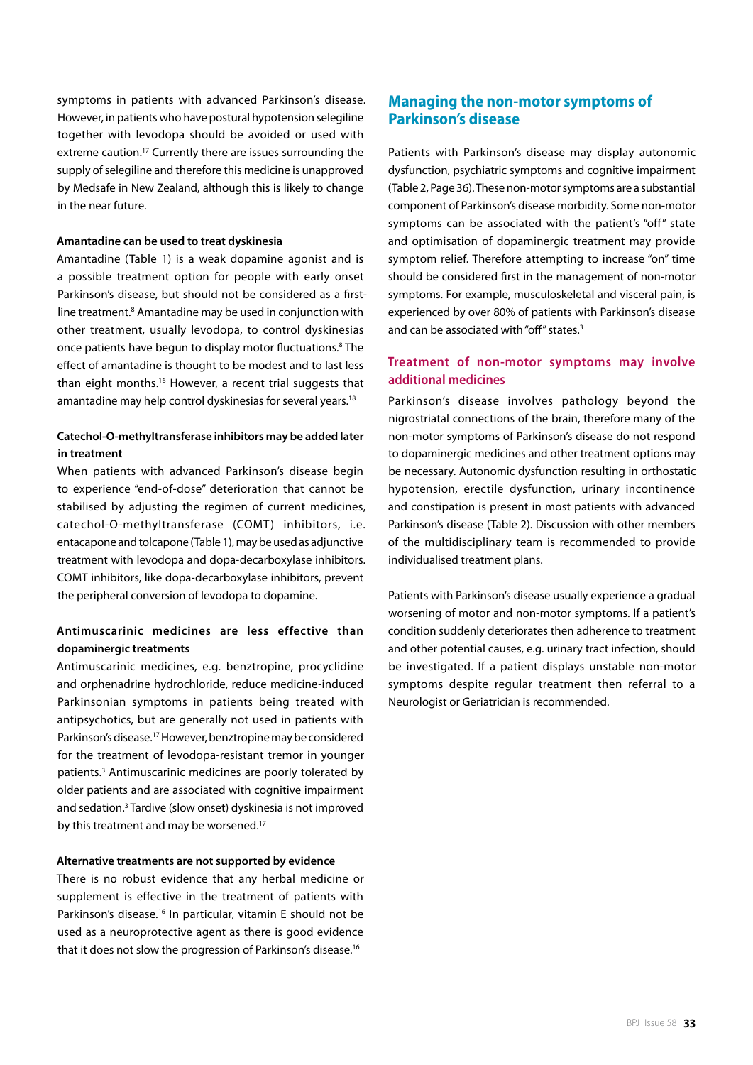symptoms in patients with advanced Parkinson's disease. However, in patients who have postural hypotension selegiline together with levodopa should be avoided or used with extreme caution.[17] Currently there are issues surrounding the supply of selegiline and therefore this medicine is unapproved by Medsafe in New Zealand, although this is likely to change in the near future.

**Amantadine can be used to treat dyskinesia**

Amantadine (Table 1) is a weak dopamine agonist and is a possible treatment option for people with early onset Parkinson's disease, but should not be considered as a first-line treatment.[8] Amantadine may be used in conjunction with other treatment, usually levodopa, to control dyskinesias once patients have begun to display motor fluctuations.[8] The effect of amantadine is thought to be modest and to last less than eight months.[16] However, a recent trial suggests that amantadine may help control dyskinesias for several years.[18]

**Catechol-O-methyltransferase inhibitors may be added later in treatment**

When patients with advanced Parkinson's disease begin to experience "end-of-dose" deterioration that cannot be stabilised by adjusting the regimen of current medicines, catechol-O-methyltransferase (COMT) inhibitors, i.e. entacapone and tolcapone (Table 1), may be used as adjunctive treatment with levodopa and dopa-decarboxylase inhibitors. COMT inhibitors, like dopa-decarboxylase inhibitors, prevent the peripheral conversion of levodopa to dopamine.

**Antimuscarinic medicines are less effective than dopaminergic treatments**

Antimuscarinic medicines, e.g. benztropine, procyclidine and orphenadrine hydrochloride, reduce medicine-induced Parkinsonian symptoms in patients being treated with antipsychotics, but are generally not used in patients with Parkinson's disease.[17] However, benztropine may be considered for the treatment of levodopa-resistant tremor in younger patients.[3] Antimuscarinic medicines are poorly tolerated by older patients and are associated with cognitive impairment and sedation.[3] Tardive (slow onset) dyskinesia is not improved by this treatment and may be worsened.[17]

**Alternative treatments are not supported by evidence**

There is no robust evidence that any herbal medicine or supplement is effective in the treatment of patients with Parkinson's disease.[16] In particular, vitamin E should not be used as a neuroprotective agent as there is good evidence that it does not slow the progression of Parkinson's disease.[16]

## Managing the non-motor symptoms of Parkinson's disease

Patients with Parkinson's disease may display autonomic dysfunction, psychiatric symptoms and cognitive impairment (Table 2, Page 36). These non-motor symptoms are a substantial component of Parkinson's disease morbidity. Some non-motor symptoms can be associated with the patient's "off" state and optimisation of dopaminergic treatment may provide symptom relief. Therefore attempting to increase "on" time should be considered first in the management of non-motor symptoms. For example, musculoskeletal and visceral pain, is experienced by over 80% of patients with Parkinson's disease and can be associated with "off" states.[3]

### Treatment of non-motor symptoms may involve additional medicines

Parkinson's disease involves pathology beyond the nigrostriatal connections of the brain, therefore many of the non-motor symptoms of Parkinson's disease do not respond to dopaminergic medicines and other treatment options may be necessary. Autonomic dysfunction resulting in orthostatic hypotension, erectile dysfunction, urinary incontinence and constipation is present in most patients with advanced Parkinson's disease (Table 2). Discussion with other members of the multidisciplinary team is recommended to provide individualised treatment plans.

Patients with Parkinson's disease usually experience a gradual worsening of motor and non-motor symptoms. If a patient's condition suddenly deteriorates then adherence to treatment and other potential causes, e.g. urinary tract infection, should be investigated. If a patient displays unstable non-motor symptoms despite regular treatment then referral to a Neurologist or Geriatrician is recommended.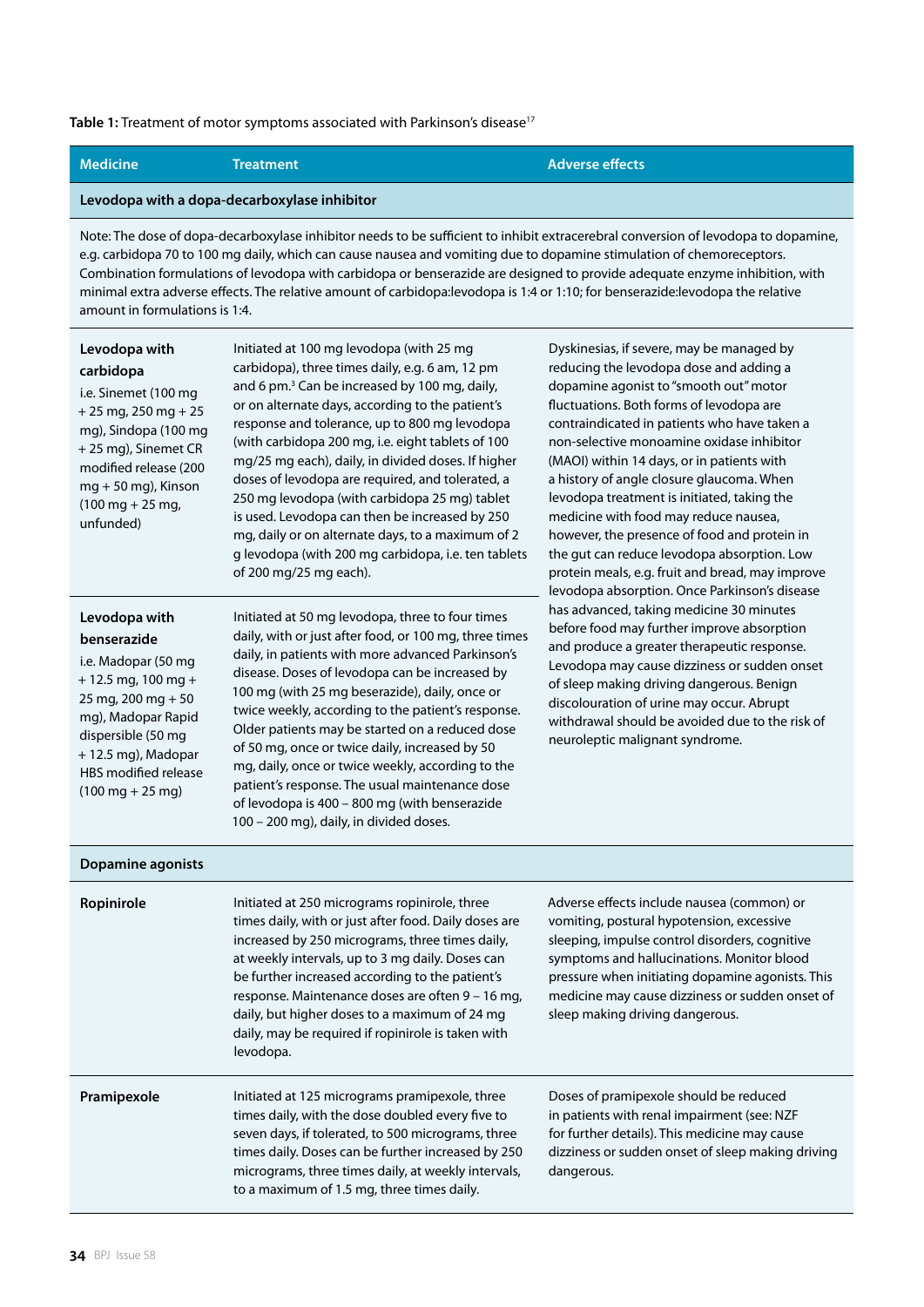**Table 1:** Treatment of motor symptoms associated with Parkinson's disease[17]

| Medicine | Treatment | Adverse effects |
|---|---|---|
| **Levodopa with a dopa-decarboxylase inhibitor** | | |
| Note: The dose of dopa-decarboxylase inhibitor needs to be sufficient to inhibit extracerebral conversion of levodopa to dopamine, e.g. carbidopa 70 to 100 mg daily, which can cause nausea and vomiting due to dopamine stimulation of chemoreceptors. Combination formulations of levodopa with carbidopa or benserazide are designed to provide adequate enzyme inhibition, with minimal extra adverse effects. The relative amount of carbidopa:levodopa is 1:4 or 1:10; for benserazide:levodopa the relative amount in formulations is 1:4. | | |
| **Levodopa with carbidopa** i.e. Sinemet (100 mg + 25 mg, 250 mg + 25 mg), Sindopa (100 mg + 25 mg), Sinemet CR modified release (200 mg + 50 mg), Kinson (100 mg + 25 mg, unfunded) | Initiated at 100 mg levodopa (with 25 mg carbidopa), three times daily, e.g. 6 am, 12 pm and 6 pm.[3] Can be increased by 100 mg, daily, or on alternate days, according to the patient's response and tolerance, up to 800 mg levodopa (with carbidopa 200 mg, i.e. eight tablets of 100 mg/25 mg each), daily, in divided doses. If higher doses of levodopa are required, and tolerated, a 250 mg levodopa (with carbidopa 25 mg) tablet is used. Levodopa can then be increased by 250 mg, daily or on alternate days, to a maximum of 2 g levodopa (with 200 mg carbidopa, i.e. ten tablets of 200 mg/25 mg each). | Dyskinesias, if severe, may be managed by reducing the levodopa dose and adding a dopamine agonist to "smooth out" motor fluctuations. Both forms of levodopa are contraindicated in patients who have taken a non-selective monoamine oxidase inhibitor (MAOI) within 14 days, or in patients with a history of angle closure glaucoma. When levodopa treatment is initiated, taking the medicine with food may reduce nausea, however, the presence of food and protein in the gut can reduce levodopa absorption. Low protein meals, e.g. fruit and bread, may improve levodopa absorption. Once Parkinson's disease has advanced, taking medicine 30 minutes before food may further improve absorption and produce a greater therapeutic response. Levodopa may cause dizziness or sudden onset of sleep making driving dangerous. Benign discolouration of urine may occur. Abrupt withdrawal should be avoided due to the risk of neuroleptic malignant syndrome. |
| **Levodopa with benserazide** i.e. Madopar (50 mg + 12.5 mg, 100 mg + 25 mg, 200 mg + 50 mg), Madopar Rapid dispersible (50 mg + 12.5 mg), Madopar HBS modified release (100 mg + 25 mg) | Initiated at 50 mg levodopa, three to four times daily, with or just after food, or 100 mg, three times daily, in patients with more advanced Parkinson's disease. Doses of levodopa can be increased by 100 mg (with 25 mg beserazide), daily, once or twice weekly, according to the patient's response. Older patients may be started on a reduced dose of 50 mg, once or twice daily, increased by 50 mg, daily, once or twice weekly, according to the patient's response. The usual maintenance dose of levodopa is 400 – 800 mg (with benserazide 100 – 200 mg), daily, in divided doses. | |
| **Dopamine agonists** | | |
| **Ropinirole** | Initiated at 250 micrograms ropinirole, three times daily, with or just after food. Daily doses are increased by 250 micrograms, three times daily, at weekly intervals, up to 3 mg daily. Doses can be further increased according to the patient's response. Maintenance doses are often 9 – 16 mg, daily, but higher doses to a maximum of 24 mg daily, may be required if ropinirole is taken with levodopa. | Adverse effects include nausea (common) or vomiting, postural hypotension, excessive sleeping, impulse control disorders, cognitive symptoms and hallucinations. Monitor blood pressure when initiating dopamine agonists. This medicine may cause dizziness or sudden onset of sleep making driving dangerous. |
| **Pramipexole** | Initiated at 125 micrograms pramipexole, three times daily, with the dose doubled every five to seven days, if tolerated, to 500 micrograms, three times daily. Doses can be further increased by 250 micrograms, three times daily, at weekly intervals, to a maximum of 1.5 mg, three times daily. | Doses of pramipexole should be reduced in patients with renal impairment (see: NZF for further details). This medicine may cause dizziness or sudden onset of sleep making driving dangerous. |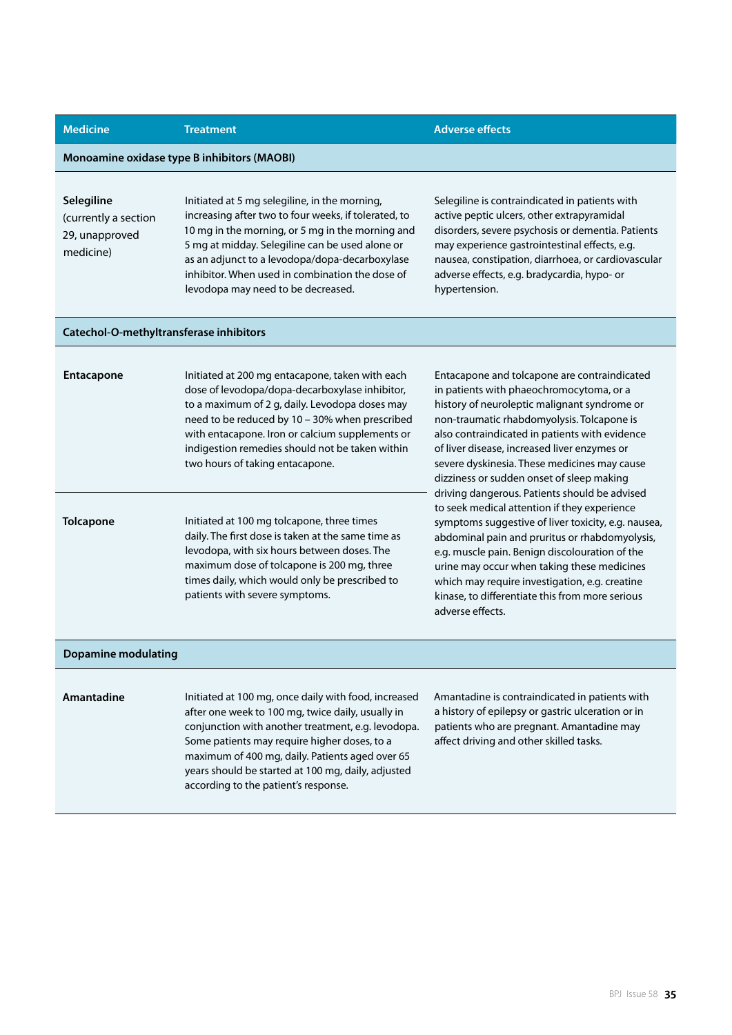| Medicine | Treatment | Adverse effects |
|---|---|---|
| **Monoamine oxidase type B inhibitors (MAOBI)** | | |
| **Selegiline** (currently a section 29, unapproved medicine) | Initiated at 5 mg selegiline, in the morning, increasing after two to four weeks, if tolerated, to 10 mg in the morning, or 5 mg in the morning and 5 mg at midday. Selegiline can be used alone or as an adjunct to a levodopa/dopa-decarboxylase inhibitor. When used in combination the dose of levodopa may need to be decreased. | Selegiline is contraindicated in patients with active peptic ulcers, other extrapyramidal disorders, severe psychosis or dementia. Patients may experience gastrointestinal effects, e.g. nausea, constipation, diarrhoea, or cardiovascular adverse effects, e.g. bradycardia, hypo- or hypertension. |
| **Catechol-O-methyltransferase inhibitors** | | |
| **Entacapone** | Initiated at 200 mg entacapone, taken with each dose of levodopa/dopa-decarboxylase inhibitor, to a maximum of 2 g, daily. Levodopa doses may need to be reduced by 10 – 30% when prescribed with entacapone. Iron or calcium supplements or indigestion remedies should not be taken within two hours of taking entacapone. | Entacapone and tolcapone are contraindicated in patients with phaeochromocytoma, or a history of neuroleptic malignant syndrome or non-traumatic rhabdomyolysis. Tolcapone is also contraindicated in patients with evidence of liver disease, increased liver enzymes or severe dyskinesia. These medicines may cause dizziness or sudden onset of sleep making driving dangerous. Patients should be advised to seek medical attention if they experience symptoms suggestive of liver toxicity, e.g. nausea, abdominal pain and pruritus or rhabdomyolysis, e.g. muscle pain. Benign discolouration of the urine may occur when taking these medicines which may require investigation, e.g. creatine kinase, to differentiate this from more serious adverse effects. |
| **Tolcapone** | Initiated at 100 mg tolcapone, three times daily. The first dose is taken at the same time as levodopa, with six hours between doses. The maximum dose of tolcapone is 200 mg, three times daily, which would only be prescribed to patients with severe symptoms. | |
| **Dopamine modulating** | | |
| **Amantadine** | Initiated at 100 mg, once daily with food, increased after one week to 100 mg, twice daily, usually in conjunction with another treatment, e.g. levodopa. Some patients may require higher doses, to a maximum of 400 mg, daily. Patients aged over 65 years should be started at 100 mg, daily, adjusted according to the patient's response. | Amantadine is contraindicated in patients with a history of epilepsy or gastric ulceration or in patients who are pregnant. Amantadine may affect driving and other skilled tasks. |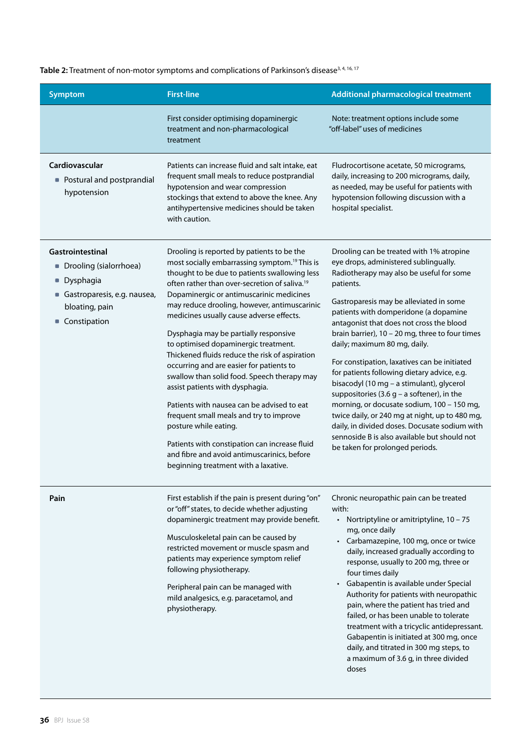**Table 2:** Treatment of non-motor symptoms and complications of Parkinson's disease[3, 4, 16, 17]

| Symptom | First-line | Additional pharmacological treatment |
|---|---|---|
| | First consider optimising dopaminergic treatment and non-pharmacological treatment | Note: treatment options include some "off-label" uses of medicines |
| **Cardiovascular**<br>■ Postural and postprandial hypotension | Patients can increase fluid and salt intake, eat frequent small meals to reduce postprandial hypotension and wear compression stockings that extend to above the knee. Any antihypertensive medicines should be taken with caution. | Fludrocortisone acetate, 50 micrograms, daily, increasing to 200 micrograms, daily, as needed, may be useful for patients with hypotension following discussion with a hospital specialist. |
| **Gastrointestinal**<br>■ Drooling (sialorrhoea)<br>■ Dysphagia<br>■ Gastroparesis, e.g. nausea, bloating, pain<br>■ Constipation | Drooling is reported by patients to be the most socially embarrassing symptom.[19] This is thought to be due to patients swallowing less often rather than over-secretion of saliva.[19] Dopaminergic or antimuscarinic medicines may reduce drooling, however, antimuscarinic medicines usually cause adverse effects.<br><br>Dysphagia may be partially responsive to optimised dopaminergic treatment. Thickened fluids reduce the risk of aspiration occurring and are easier for patients to swallow than solid food. Speech therapy may assist patients with dysphagia.<br><br>Patients with nausea can be advised to eat frequent small meals and try to improve posture while eating.<br><br>Patients with constipation can increase fluid and fibre and avoid antimuscarinics, before beginning treatment with a laxative. | Drooling can be treated with 1% atropine eye drops, administered sublingually. Radiotherapy may also be useful for some patients.<br><br>Gastroparesis may be alleviated in some patients with domperidone (a dopamine antagonist that does not cross the blood brain barrier), 10 – 20 mg, three to four times daily; maximum 80 mg, daily.<br><br>For constipation, laxatives can be initiated for patients following dietary advice, e.g. bisacodyl (10 mg – a stimulant), glycerol suppositories (3.6 g – a softener), in the morning, or docusate sodium, 100 – 150 mg, twice daily, or 240 mg at night, up to 480 mg, daily, in divided doses. Docusate sodium with sennoside B is also available but should not be taken for prolonged periods. |
| **Pain** | First establish if the pain is present during "on" or "off" states, to decide whether adjusting dopaminergic treatment may provide benefit.<br><br>Musculoskeletal pain can be caused by restricted movement or muscle spasm and patients may experience symptom relief following physiotherapy.<br><br>Peripheral pain can be managed with mild analgesics, e.g. paracetamol, and physiotherapy. | Chronic neuropathic pain can be treated with:<br>• Nortriptyline or amitriptyline, 10 – 75 mg, once daily<br>• Carbamazepine, 100 mg, once or twice daily, increased gradually according to response, usually to 200 mg, three or four times daily<br>• Gabapentin is available under Special Authority for patients with neuropathic pain, where the patient has tried and failed, or has been unable to tolerate treatment with a tricyclic antidepressant. Gabapentin is initiated at 300 mg, once daily, and titrated in 300 mg steps, to a maximum of 3.6 g, in three divided doses |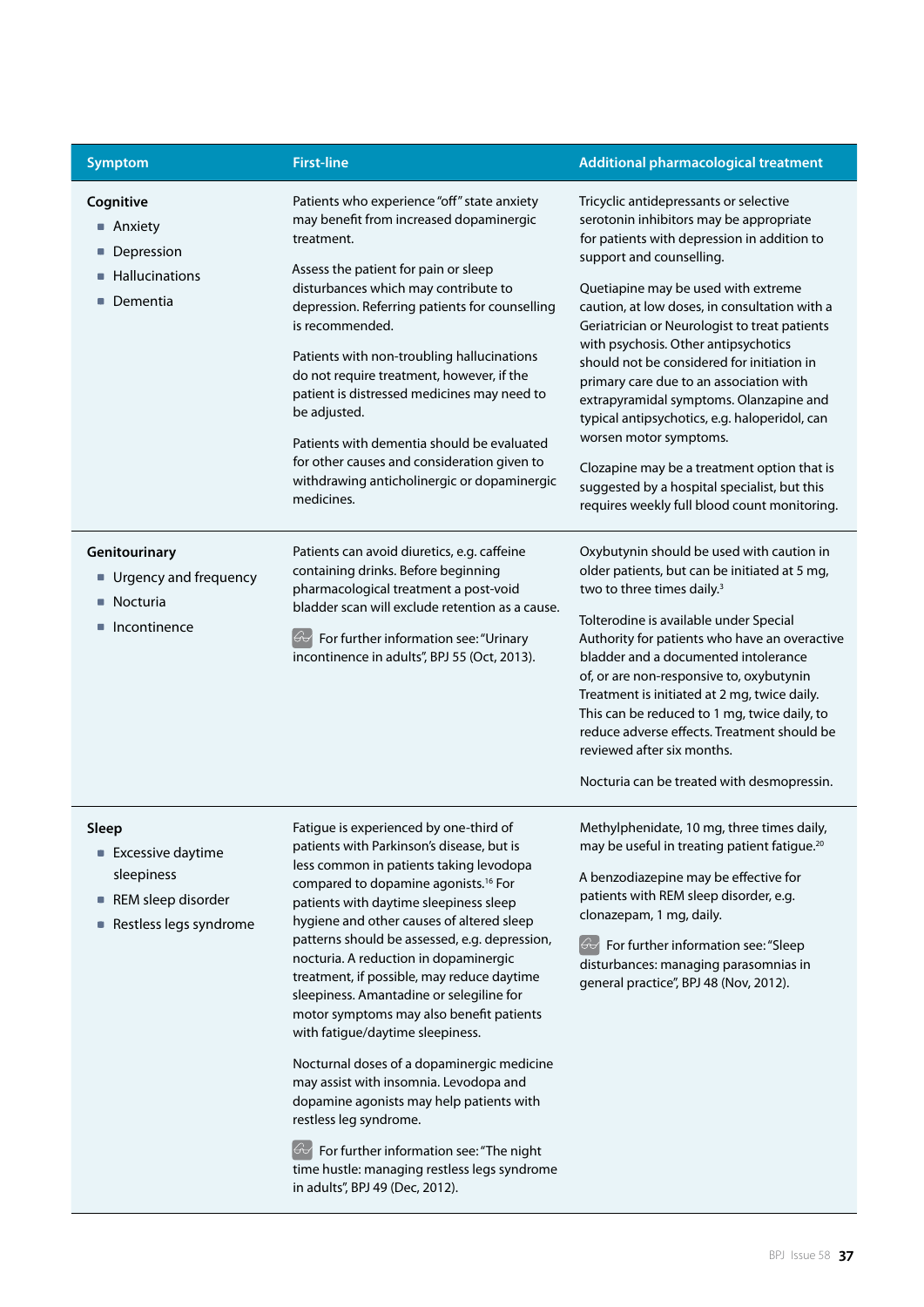| Symptom | First-line | Additional pharmacological treatment |
|---|---|---|
| **Cognitive**<br>- Anxiety<br>- Depression<br>- Hallucinations<br>- Dementia | Patients who experience "off" state anxiety may benefit from increased dopaminergic treatment.<br><br>Assess the patient for pain or sleep disturbances which may contribute to depression. Referring patients for counselling is recommended.<br><br>Patients with non-troubling hallucinations do not require treatment, however, if the patient is distressed medicines may need to be adjusted.<br><br>Patients with dementia should be evaluated for other causes and consideration given to withdrawing anticholinergic or dopaminergic medicines. | Tricyclic antidepressants or selective serotonin inhibitors may be appropriate for patients with depression in addition to support and counselling.<br><br>Quetiapine may be used with extreme caution, at low doses, in consultation with a Geriatrician or Neurologist to treat patients with psychosis. Other antipsychotics should not be considered for initiation in primary care due to an association with extrapyramidal symptoms. Olanzapine and typical antipsychotics, e.g. haloperidol, can worsen motor symptoms.<br><br>Clozapine may be a treatment option that is suggested by a hospital specialist, but this requires weekly full blood count monitoring. |
| **Genitourinary**<br>- Urgency and frequency<br>- Nocturia<br>- Incontinence | Patients can avoid diuretics, e.g. caffeine containing drinks. Before beginning pharmacological treatment a post-void bladder scan will exclude retention as a cause.<br><br>For further information see: "Urinary incontinence in adults", BPJ 55 (Oct, 2013). | Oxybutynin should be used with caution in older patients, but can be initiated at 5 mg, two to three times daily.[3]<br><br>Tolterodine is available under Special Authority for patients who have an overactive bladder and a documented intolerance of, or are non-responsive to, oxybutynin Treatment is initiated at 2 mg, twice daily. This can be reduced to 1 mg, twice daily, to reduce adverse effects. Treatment should be reviewed after six months.<br><br>Nocturia can be treated with desmopressin. |
| **Sleep**<br>- Excessive daytime sleepiness<br>- REM sleep disorder<br>- Restless legs syndrome | Fatigue is experienced by one-third of patients with Parkinson's disease, but is less common in patients taking levodopa compared to dopamine agonists.[16] For patients with daytime sleepiness sleep hygiene and other causes of altered sleep patterns should be assessed, e.g. depression, nocturia. A reduction in dopaminergic treatment, if possible, may reduce daytime sleepiness. Amantadine or selegiline for motor symptoms may also benefit patients with fatigue/daytime sleepiness.<br><br>Nocturnal doses of a dopaminergic medicine may assist with insomnia. Levodopa and dopamine agonists may help patients with restless leg syndrome.<br><br>For further information see: "The night time hustle: managing restless legs syndrome in adults", BPJ 49 (Dec, 2012). | Methylphenidate, 10 mg, three times daily, may be useful in treating patient fatigue.[20]<br><br>A benzodiazepine may be effective for patients with REM sleep disorder, e.g. clonazepam, 1 mg, daily.<br><br>For further information see: "Sleep disturbances: managing parasomnias in general practice", BPJ 48 (Nov, 2012). |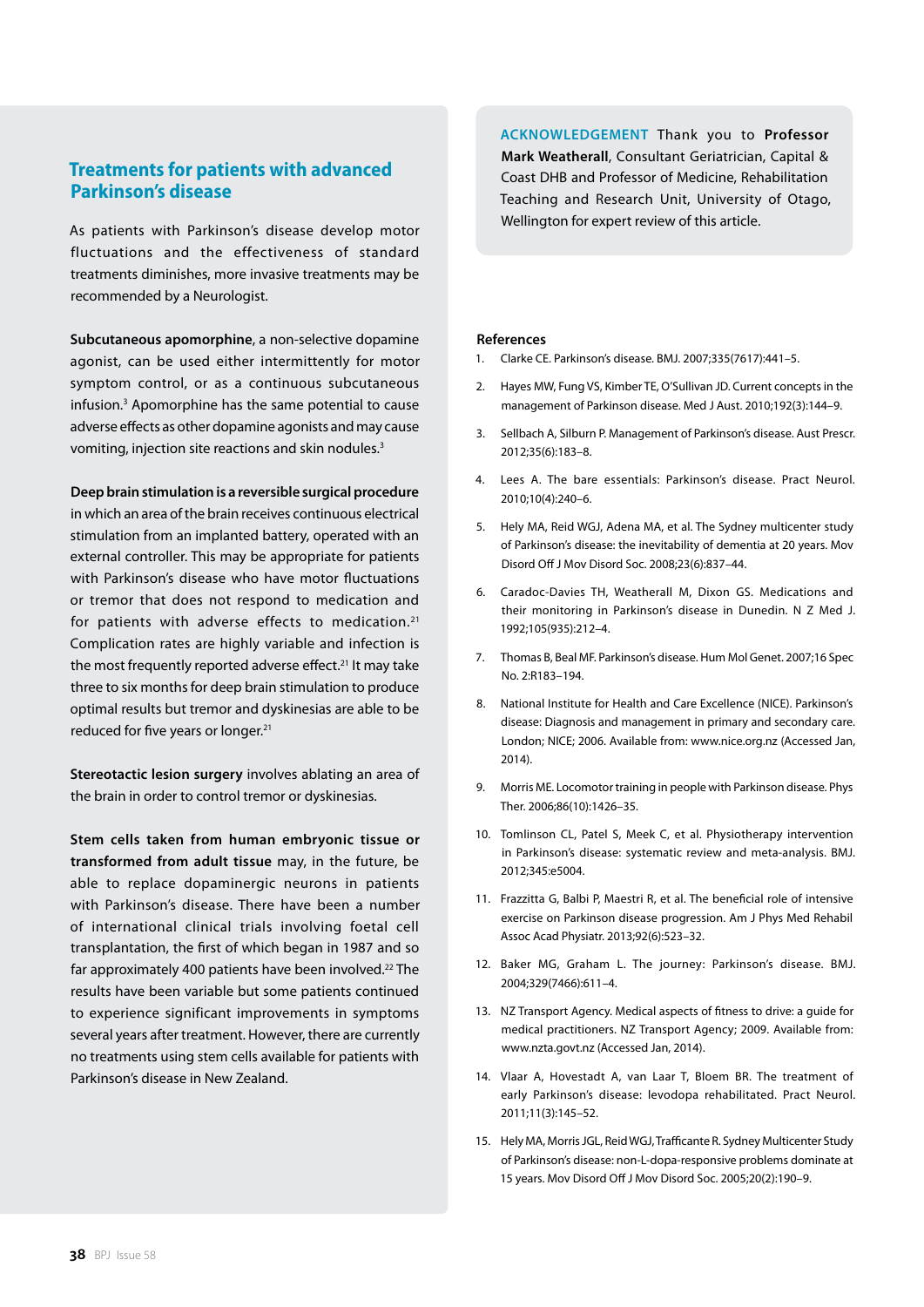## Treatments for patients with advanced Parkinson's disease

As patients with Parkinson's disease develop motor fluctuations and the effectiveness of standard treatments diminishes, more invasive treatments may be recommended by a Neurologist.

**Subcutaneous apomorphine**, a non-selective dopamine agonist, can be used either intermittently for motor symptom control, or as a continuous subcutaneous infusion.[3] Apomorphine has the same potential to cause adverse effects as other dopamine agonists and may cause vomiting, injection site reactions and skin nodules.[3]

**Deep brain stimulation is a reversible surgical procedure** in which an area of the brain receives continuous electrical stimulation from an implanted battery, operated with an external controller. This may be appropriate for patients with Parkinson's disease who have motor fluctuations or tremor that does not respond to medication and for patients with adverse effects to medication.[21] Complication rates are highly variable and infection is the most frequently reported adverse effect.[21] It may take three to six months for deep brain stimulation to produce optimal results but tremor and dyskinesias are able to be reduced for five years or longer.[21]

**Stereotactic lesion surgery** involves ablating an area of the brain in order to control tremor or dyskinesias.

**Stem cells taken from human embryonic tissue or transformed from adult tissue** may, in the future, be able to replace dopaminergic neurons in patients with Parkinson's disease. There have been a number of international clinical trials involving foetal cell transplantation, the first of which began in 1987 and so far approximately 400 patients have been involved.[22] The results have been variable but some patients continued to experience significant improvements in symptoms several years after treatment. However, there are currently no treatments using stem cells available for patients with Parkinson's disease in New Zealand.

**ACKNOWLEDGEMENT** Thank you to **Professor Mark Weatherall**, Consultant Geriatrician, Capital & Coast DHB and Professor of Medicine, Rehabilitation Teaching and Research Unit, University of Otago, Wellington for expert review of this article.

### References

1. Clarke CE. Parkinson's disease. BMJ. 2007;335(7617):441–5.
2. Hayes MW, Fung VS, Kimber TE, O'Sullivan JD. Current concepts in the management of Parkinson disease. Med J Aust. 2010;192(3):144–9.
3. Sellbach A, Silburn P. Management of Parkinson's disease. Aust Prescr. 2012;35(6):183–8.
4. Lees A. The bare essentials: Parkinson's disease. Pract Neurol. 2010;10(4):240–6.
5. Hely MA, Reid WGJ, Adena MA, et al. The Sydney multicenter study of Parkinson's disease: the inevitability of dementia at 20 years. Mov Disord Off J Mov Disord Soc. 2008;23(6):837–44.
6. Caradoc-Davies TH, Weatherall M, Dixon GS. Medications and their monitoring in Parkinson's disease in Dunedin. N Z Med J. 1992;105(935):212–4.
7. Thomas B, Beal MF. Parkinson's disease. Hum Mol Genet. 2007;16 Spec No. 2:R183–194.
8. National Institute for Health and Care Excellence (NICE). Parkinson's disease: Diagnosis and management in primary and secondary care. London; NICE; 2006. Available from: www.nice.org.nz (Accessed Jan, 2014).
9. Morris ME. Locomotor training in people with Parkinson disease. Phys Ther. 2006;86(10):1426–35.
10. Tomlinson CL, Patel S, Meek C, et al. Physiotherapy intervention in Parkinson's disease: systematic review and meta-analysis. BMJ. 2012;345:e5004.
11. Frazzitta G, Balbi P, Maestri R, et al. The beneficial role of intensive exercise on Parkinson disease progression. Am J Phys Med Rehabil Assoc Acad Physiatr. 2013;92(6):523–32.
12. Baker MG, Graham L. The journey: Parkinson's disease. BMJ. 2004;329(7466):611–4.
13. NZ Transport Agency. Medical aspects of fitness to drive: a guide for medical practitioners. NZ Transport Agency; 2009. Available from: www.nzta.govt.nz (Accessed Jan, 2014).
14. Vlaar A, Hovestadt A, van Laar T, Bloem BR. The treatment of early Parkinson's disease: levodopa rehabilitated. Pract Neurol. 2011;11(3):145–52.
15. Hely MA, Morris JGL, Reid WGJ, Trafficante R. Sydney Multicenter Study of Parkinson's disease: non-L-dopa-responsive problems dominate at 15 years. Mov Disord Off J Mov Disord Soc. 2005;20(2):190–9.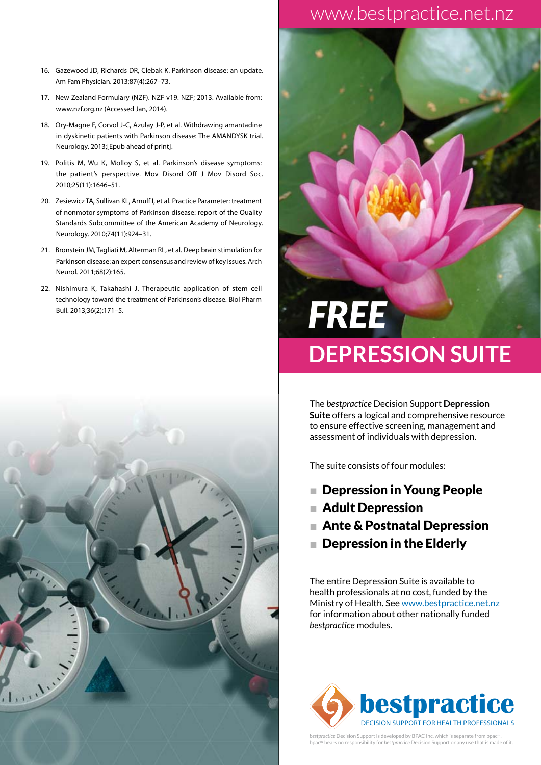16. Gazewood JD, Richards DR, Clebak K. Parkinson disease: an update. Am Fam Physician. 2013;87(4):267–73.
17. New Zealand Formulary (NZF). NZF v19. NZF; 2013. Available from: www.nzf.org.nz (Accessed Jan, 2014).
18. Ory-Magne F, Corvol J-C, Azulay J-P, et al. Withdrawing amantadine in dyskinetic patients with Parkinson disease: The AMANDYSK trial. Neurology. 2013;[Epub ahead of print].
19. Politis M, Wu K, Molloy S, et al. Parkinson's disease symptoms: the patient's perspective. Mov Disord Off J Mov Disord Soc. 2010;25(11):1646–51.
20. Zesiewicz TA, Sullivan KL, Arnulf I, et al. Practice Parameter: treatment of nonmotor symptoms of Parkinson disease: report of the Quality Standards Subcommittee of the American Academy of Neurology. Neurology. 2010;74(11):924–31.
21. Bronstein JM, Tagliati M, Alterman RL, et al. Deep brain stimulation for Parkinson disease: an expert consensus and review of key issues. Arch Neurol. 2011;68(2):165.
22. Nishimura K, Takahashi J. Therapeutic application of stem cell technology toward the treatment of Parkinson's disease. Biol Pharm Bull. 2013;36(2):171–5.

www.bestpractice.net.nz

# *FREE* DEPRESSION SUITE

The *bestpractice* Decision Support **Depression Suite** offers a logical and comprehensive resource to ensure effective screening, management and assessment of individuals with depression.

The suite consists of four modules:

- **Depression in Young People**
- **Adult Depression**
- **Ante & Postnatal Depression**
- **Depression in the Elderly**

The entire Depression Suite is available to health professionals at no cost, funded by the Ministry of Health. See www.bestpractice.net.nz for information about other nationally funded *bestpractice* modules.

**bestpractice**
DECISION SUPPORT FOR HEALTH PROFESSIONALS

*bestpractice* Decision Support is developed by BPAC Inc, which is separate from bpac[nz]. bpac[nz] bears no responsibility for *bestpractice* Decision Support or any use that is made of it.